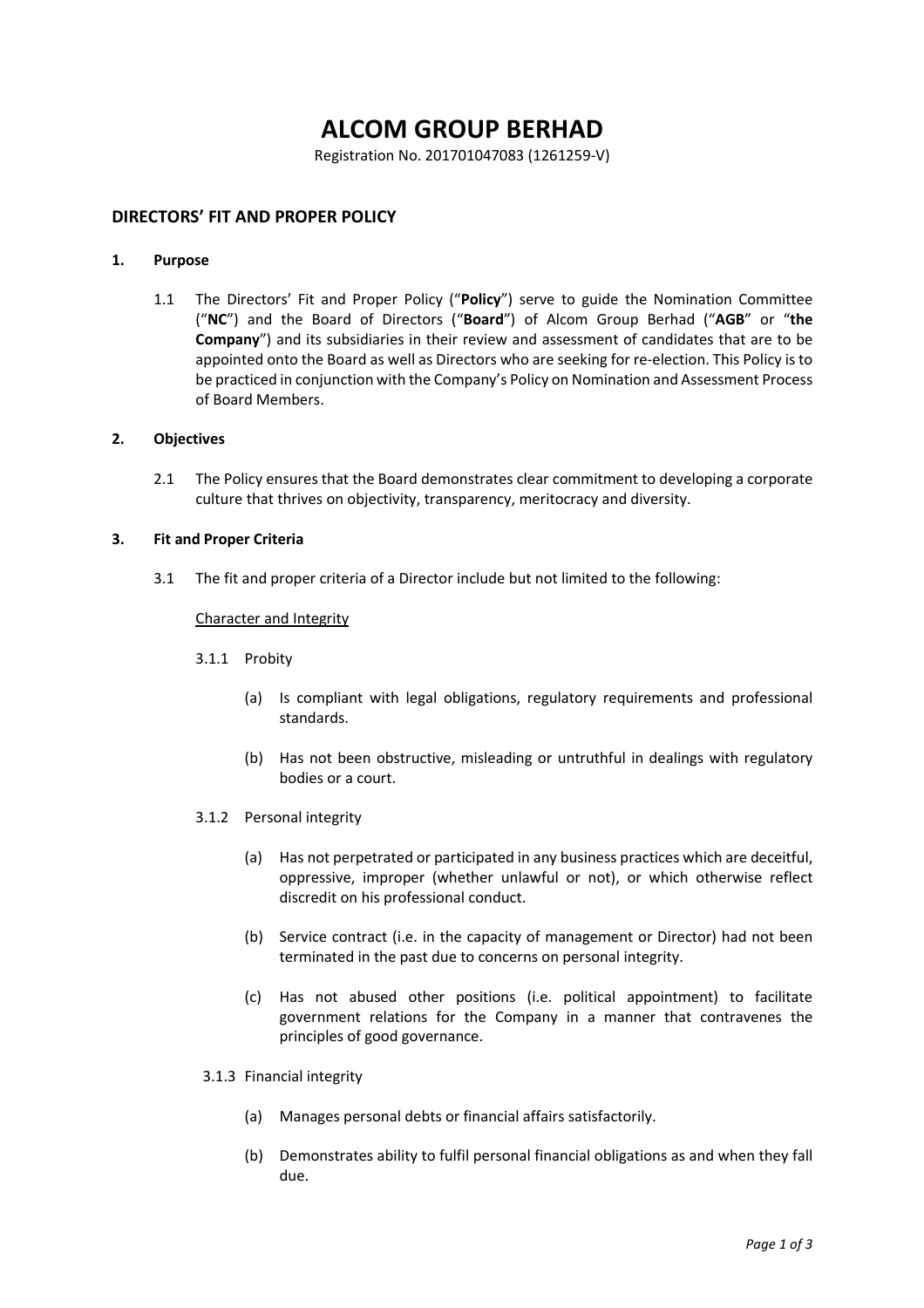# ALCOM GROUP BERHAD

Registration No. 201701047083 (1261259-V)

## DIRECTORS' FIT AND PROPER POLICY

### 1. Purpose

1.1 The Directors' Fit and Proper Policy ("**Policy**") serve to guide the Nomination Committee ("**NC**") and the Board of Directors ("**Board**") of Alcom Group Berhad ("**AGB**" or "**the Company**") and its subsidiaries in their review and assessment of candidates that are to be appointed onto the Board as well as Directors who are seeking for re-election. This Policy is to be practiced in conjunction with the Company's Policy on Nomination and Assessment Process of Board Members.

### 2. Objectives

2.1 The Policy ensures that the Board demonstrates clear commitment to developing a corporate culture that thrives on objectivity, transparency, meritocracy and diversity.

### 3. Fit and Proper Criteria

3.1 The fit and proper criteria of a Director include but not limited to the following:

<u>Character and Integrity</u>

3.1.1 Probity

(a) Is compliant with legal obligations, regulatory requirements and professional standards.

(b) Has not been obstructive, misleading or untruthful in dealings with regulatory bodies or a court.

3.1.2 Personal integrity

(a) Has not perpetrated or participated in any business practices which are deceitful, oppressive, improper (whether unlawful or not), or which otherwise reflect discredit on his professional conduct.

(b) Service contract (i.e. in the capacity of management or Director) had not been terminated in the past due to concerns on personal integrity.

(c) Has not abused other positions (i.e. political appointment) to facilitate government relations for the Company in a manner that contravenes the principles of good governance.

3.1.3 Financial integrity

(a) Manages personal debts or financial affairs satisfactorily.

(b) Demonstrates ability to fulfil personal financial obligations as and when they fall due.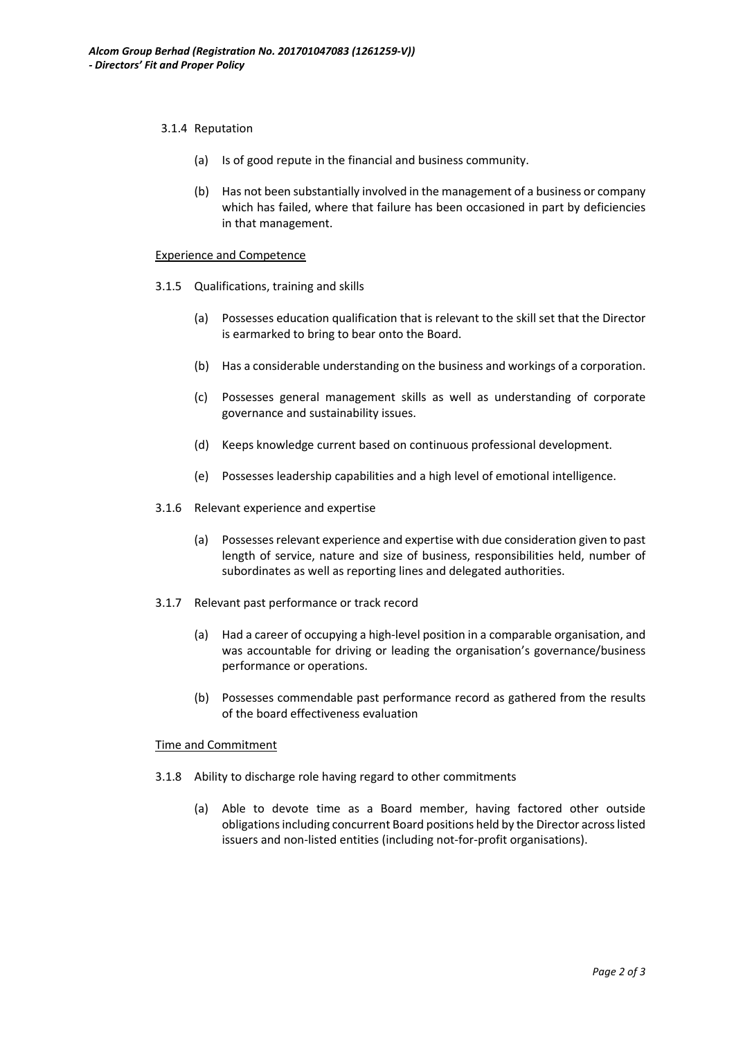3.1.4 Reputation

(a) Is of good repute in the financial and business community.

(b) Has not been substantially involved in the management of a business or company which has failed, where that failure has been occasioned in part by deficiencies in that management.

<u>Experience and Competence</u>

3.1.5 Qualifications, training and skills

(a) Possesses education qualification that is relevant to the skill set that the Director is earmarked to bring to bear onto the Board.

(b) Has a considerable understanding on the business and workings of a corporation.

(c) Possesses general management skills as well as understanding of corporate governance and sustainability issues.

(d) Keeps knowledge current based on continuous professional development.

(e) Possesses leadership capabilities and a high level of emotional intelligence.

3.1.6 Relevant experience and expertise

(a) Possesses relevant experience and expertise with due consideration given to past length of service, nature and size of business, responsibilities held, number of subordinates as well as reporting lines and delegated authorities.

3.1.7 Relevant past performance or track record

(a) Had a career of occupying a high-level position in a comparable organisation, and was accountable for driving or leading the organisation's governance/business performance or operations.

(b) Possesses commendable past performance record as gathered from the results of the board effectiveness evaluation

<u>Time and Commitment</u>

3.1.8 Ability to discharge role having regard to other commitments

(a) Able to devote time as a Board member, having factored other outside obligations including concurrent Board positions held by the Director across listed issuers and non-listed entities (including not-for-profit organisations).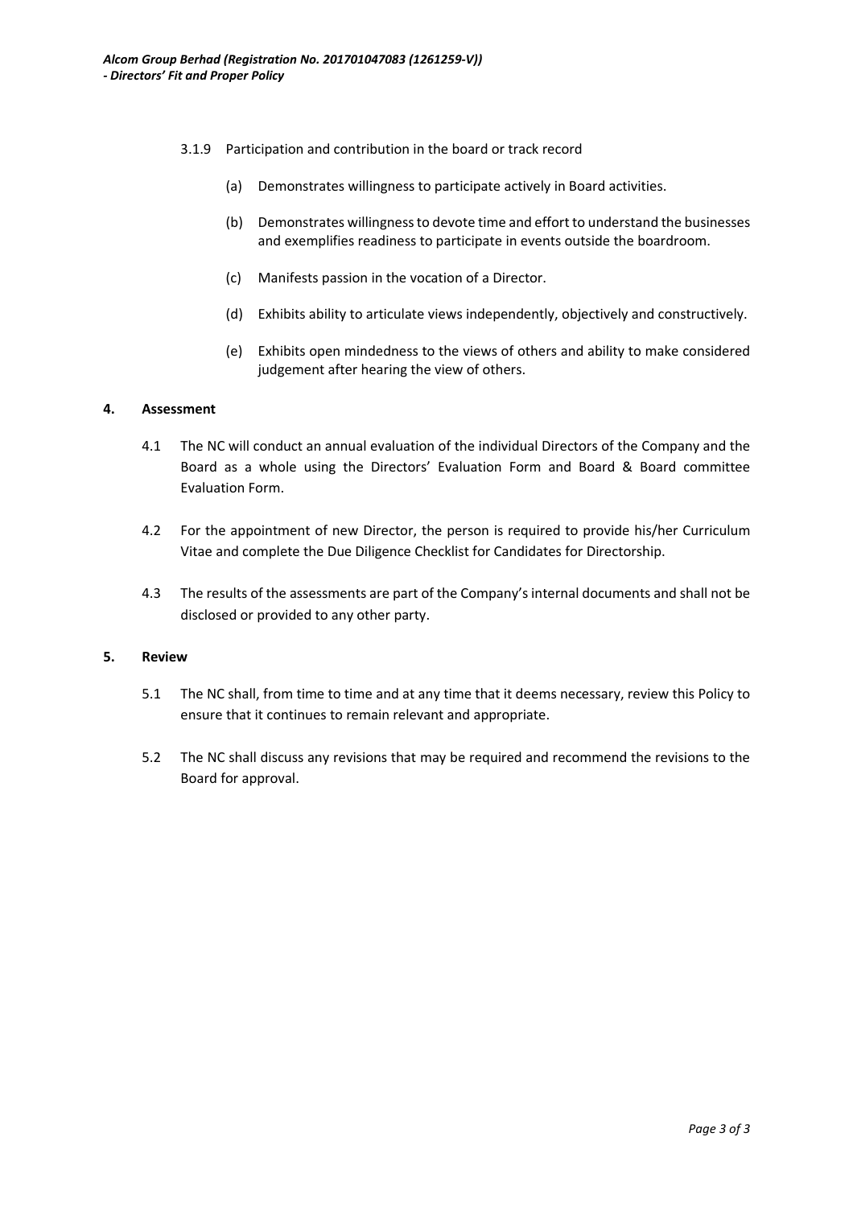3.1.9 Participation and contribution in the board or track record

(a) Demonstrates willingness to participate actively in Board activities.

(b) Demonstrates willingness to devote time and effort to understand the businesses and exemplifies readiness to participate in events outside the boardroom.

(c) Manifests passion in the vocation of a Director.

(d) Exhibits ability to articulate views independently, objectively and constructively.

(e) Exhibits open mindedness to the views of others and ability to make considered judgement after hearing the view of others.

## 4. Assessment

4.1 The NC will conduct an annual evaluation of the individual Directors of the Company and the Board as a whole using the Directors' Evaluation Form and Board & Board committee Evaluation Form.

4.2 For the appointment of new Director, the person is required to provide his/her Curriculum Vitae and complete the Due Diligence Checklist for Candidates for Directorship.

4.3 The results of the assessments are part of the Company's internal documents and shall not be disclosed or provided to any other party.

## 5. Review

5.1 The NC shall, from time to time and at any time that it deems necessary, review this Policy to ensure that it continues to remain relevant and appropriate.

5.2 The NC shall discuss any revisions that may be required and recommend the revisions to the Board for approval.